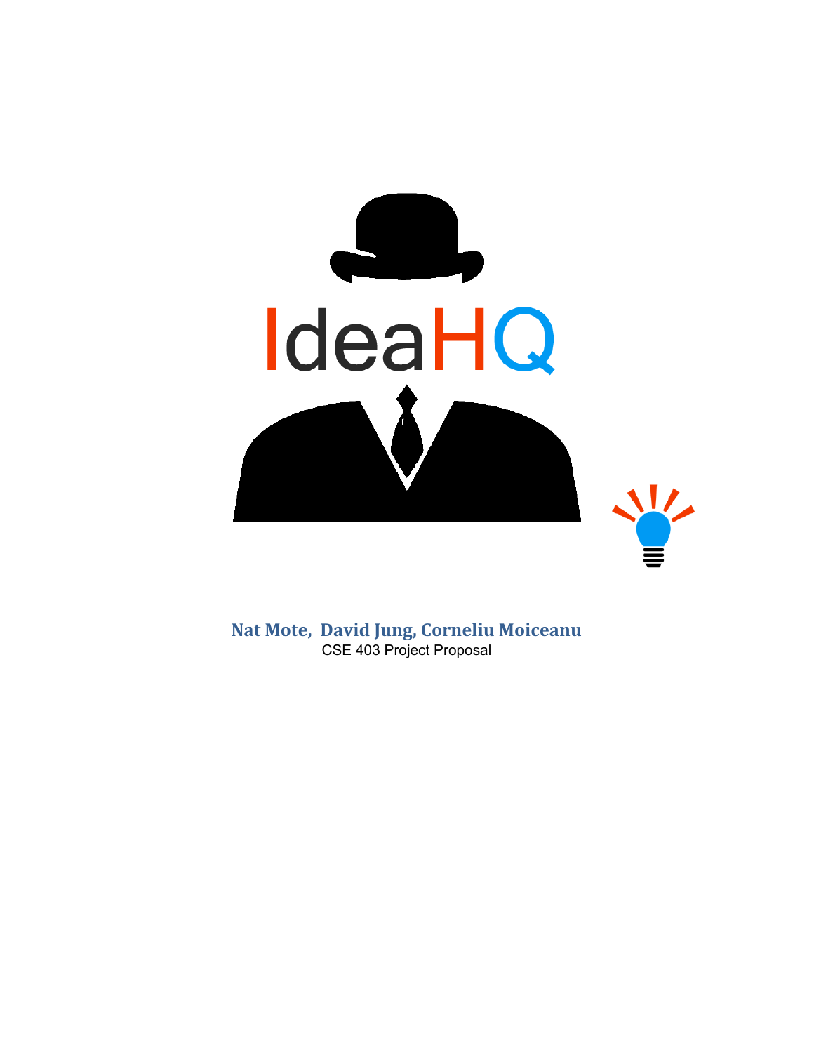# IdeaHQ

**Nat Mote, David Jung, Corneliu Moiceanu**

CSE 403 Project Proposal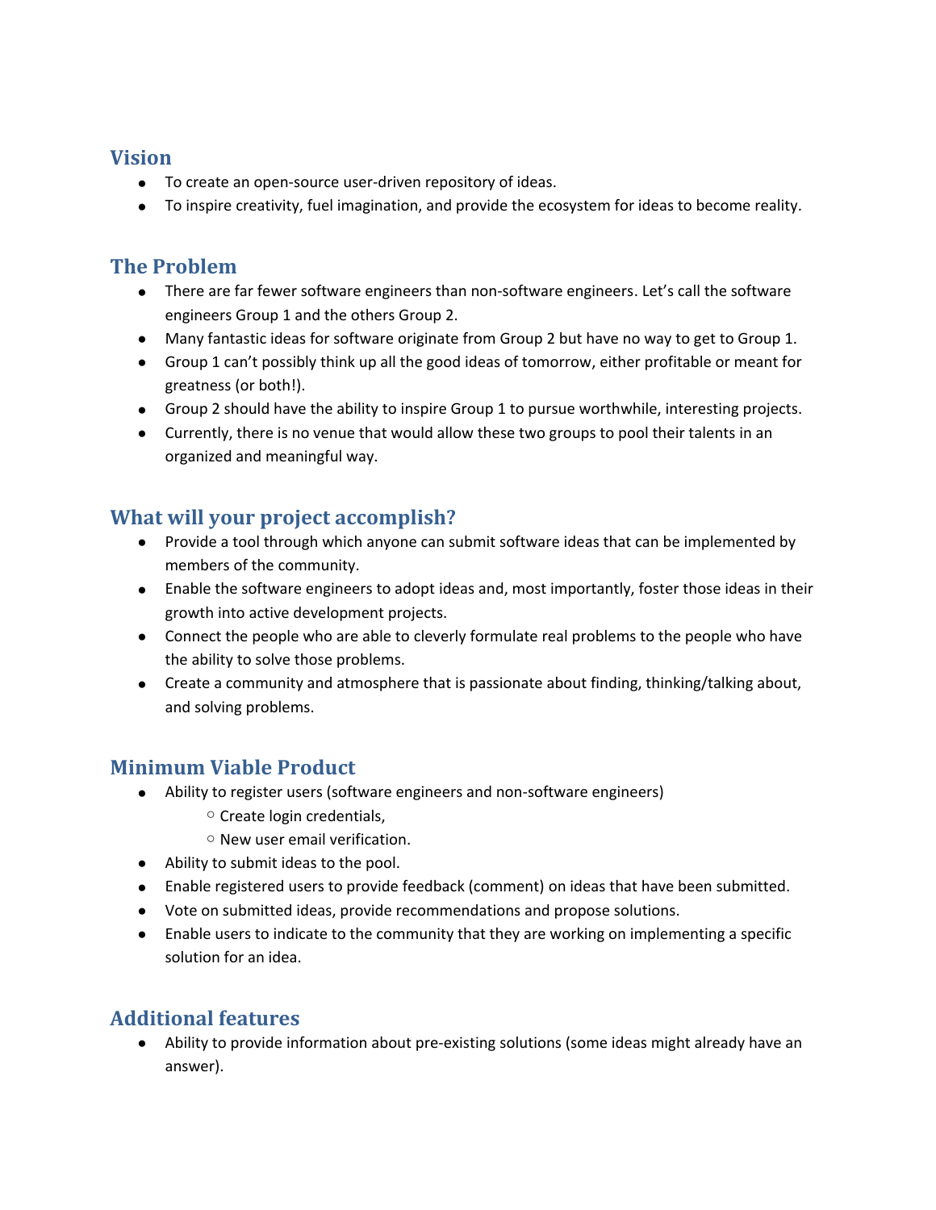## Vision

- To create an open-source user-driven repository of ideas.
- To inspire creativity, fuel imagination, and provide the ecosystem for ideas to become reality.

## The Problem

- There are far fewer software engineers than non-software engineers. Let's call the software engineers Group 1 and the others Group 2.
- Many fantastic ideas for software originate from Group 2 but have no way to get to Group 1.
- Group 1 can't possibly think up all the good ideas of tomorrow, either profitable or meant for greatness (or both!).
- Group 2 should have the ability to inspire Group 1 to pursue worthwhile, interesting projects.
- Currently, there is no venue that would allow these two groups to pool their talents in an organized and meaningful way.

## What will your project accomplish?

- Provide a tool through which anyone can submit software ideas that can be implemented by members of the community.
- Enable the software engineers to adopt ideas and, most importantly, foster those ideas in their growth into active development projects.
- Connect the people who are able to cleverly formulate real problems to the people who have the ability to solve those problems.
- Create a community and atmosphere that is passionate about finding, thinking/talking about, and solving problems.

## Minimum Viable Product

- Ability to register users (software engineers and non-software engineers)
  - Create login credentials,
  - New user email verification.
- Ability to submit ideas to the pool.
- Enable registered users to provide feedback (comment) on ideas that have been submitted.
- Vote on submitted ideas, provide recommendations and propose solutions.
- Enable users to indicate to the community that they are working on implementing a specific solution for an idea.

## Additional features

- Ability to provide information about pre-existing solutions (some ideas might already have an answer).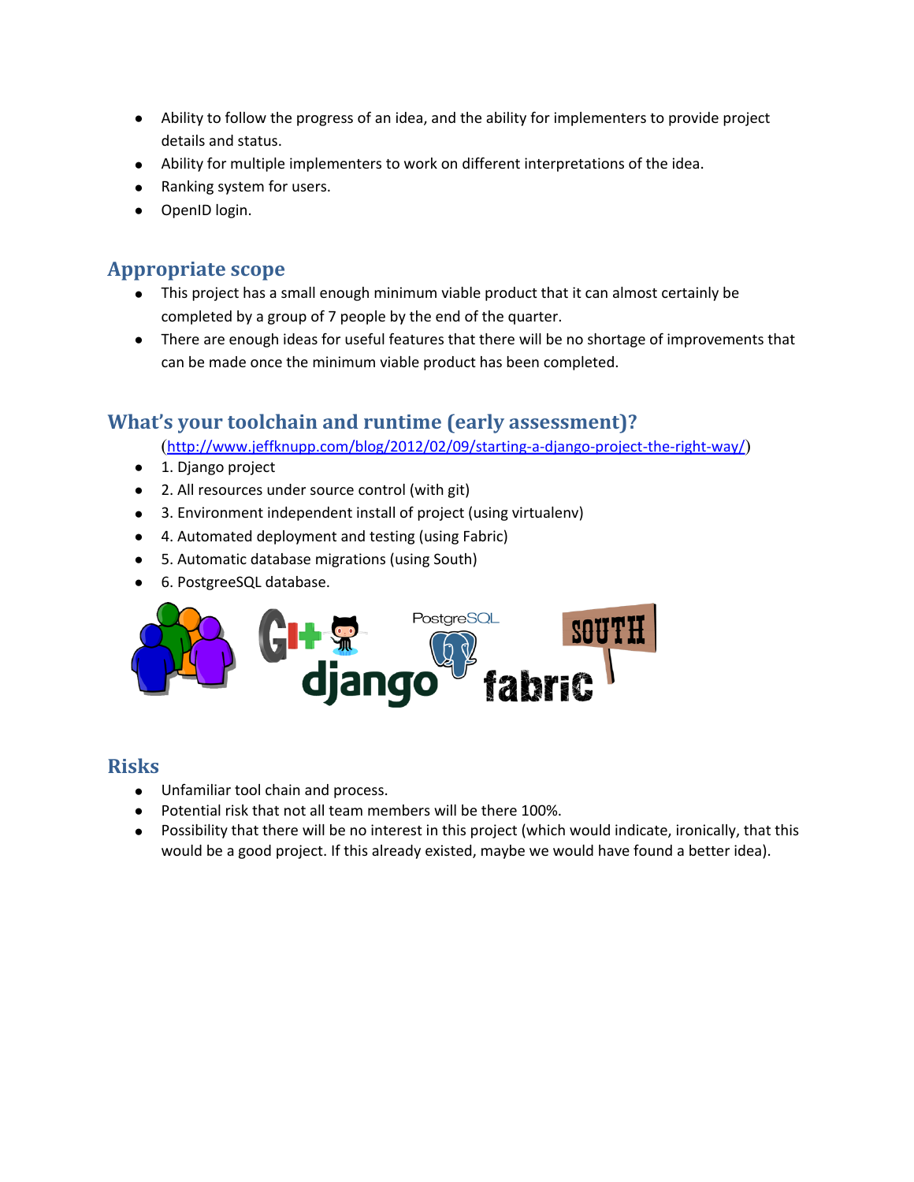- Ability to follow the progress of an idea, and the ability for implementers to provide project details and status.
- Ability for multiple implementers to work on different interpretations of the idea.
- Ranking system for users.
- OpenID login.

## Appropriate scope

- This project has a small enough minimum viable product that it can almost certainly be completed by a group of 7 people by the end of the quarter.
- There are enough ideas for useful features that there will be no shortage of improvements that can be made once the minimum viable product has been completed.

## What's your toolchain and runtime (early assessment)?

(http://www.jeffknupp.com/blog/2012/02/09/starting-a-django-project-the-right-way/)

- 1. Django project
- 2. All resources under source control (with git)
- 3. Environment independent install of project (using virtualenv)
- 4. Automated deployment and testing (using Fabric)
- 5. Automatic database migrations (using South)
- 6. PostgreeSQL database.

## Risks

- Unfamiliar tool chain and process.
- Potential risk that not all team members will be there 100%.
- Possibility that there will be no interest in this project (which would indicate, ironically, that this would be a good project. If this already existed, maybe we would have found a better idea).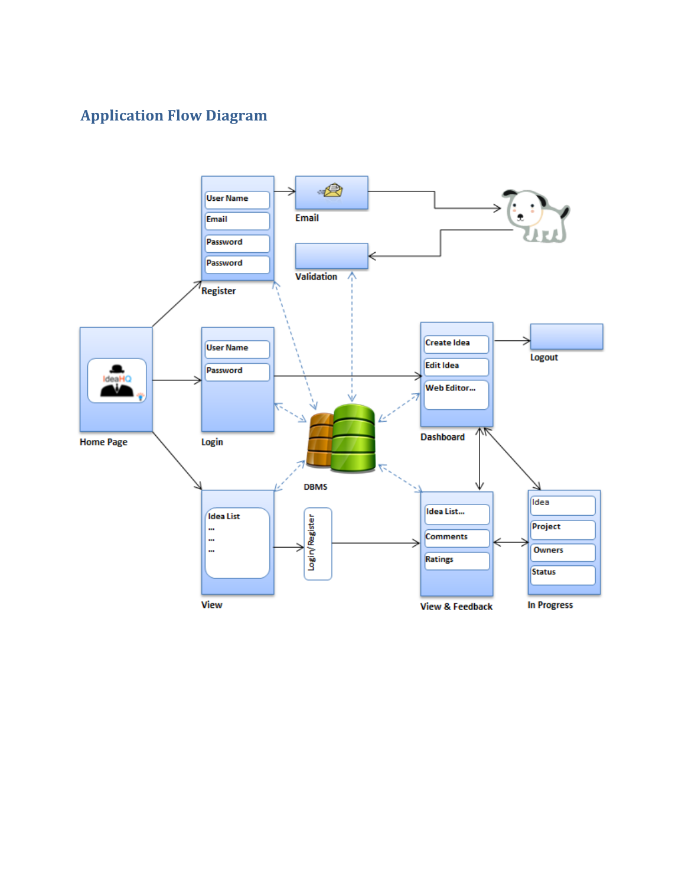## Application Flow Diagram

Register
User Name
Email
Password
Password

Email

Validation

Home Page

Login
User Name
Password

Dashboard
Create Idea
Edit Idea
Web Editor...

Logout

DBMS

View
Idea List
...
...
...

Login/Register

View & Feedback
Idea List...
Comments
Ratings

In Progress
Idea
Project
Owners
Status